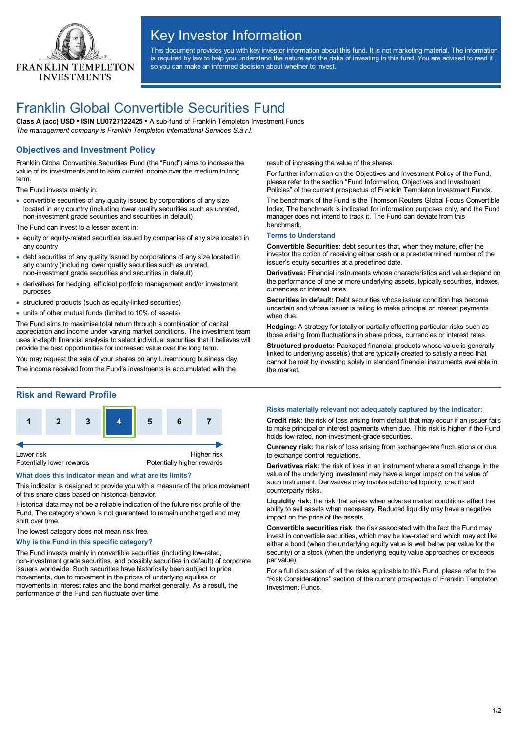# Key Investor Information

This document provides you with key investor information about this fund. It is not marketing material. The information is required by law to help you understand the nature and the risks of investing in this fund. You are advised to read it so you can make an informed decision about whether to invest.

# Franklin Global Convertible Securities Fund

**Class A (acc) USD • ISIN LU0727122425 •** A sub-fund of Franklin Templeton Investment Funds

*The management company is Franklin Templeton International Services S.à r.l.*

## Objectives and Investment Policy

Franklin Global Convertible Securities Fund (the "Fund") aims to increase the value of its investments and to earn current income over the medium to long term.

The Fund invests mainly in:

- convertible securities of any quality issued by corporations of any size located in any country (including lower quality securities such as unrated, non-investment grade securities and securities in default)

The Fund can invest to a lesser extent in:

- equity or equity-related securities issued by companies of any size located in any country
- debt securities of any quality issued by corporations of any size located in any country (including lower quality securities such as unrated, non-investment grade securities and securities in default)
- derivatives for hedging, efficient portfolio management and/or investment purposes
- structured products (such as equity-linked securities)
- units of other mutual funds (limited to 10% of assets)

The Fund aims to maximise total return through a combination of capital appreciation and income under varying market conditions. The investment team uses in-depth financial analysis to select individual securities that it believes will provide the best opportunities for increased value over the long term.

You may request the sale of your shares on any Luxembourg business day.

The income received from the Fund's investments is accumulated with the result of increasing the value of the shares.

For further information on the Objectives and Investment Policy of the Fund, please refer to the section "Fund Information, Objectives and Investment Policies" of the current prospectus of Franklin Templeton Investment Funds.

The benchmark of the Fund is the Thomson Reuters Global Focus Convertible Index. The benchmark is indicated for information purposes only, and the Fund manager does not intend to track it. The Fund can deviate from this benchmark.

### Terms to Understand

**Convertible Securities**: debt securities that, when they mature, offer the investor the option of receiving either cash or a pre-determined number of the issuer's equity securities at a predefined date.

**Derivatives:** Financial instruments whose characteristics and value depend on the performance of one or more underlying assets, typically securities, indexes, currencies or interest rates.

**Securities in default:** Debt securities whose issuer condition has become uncertain and whose issuer is failing to make principal or interest payments when due.

**Hedging:** A strategy for totally or partially offsetting particular risks such as those arising from fluctuations in share prices, currencies or interest rates.

**Structured products:** Packaged financial products whose value is generally linked to underlying asset(s) that are typically created to satisfy a need that cannot be met by investing solely in standard financial instruments available in the market.

## Risk and Reward Profile

| 1 | 2 | 3 | **4** | 5 | 6 | 7 |
|---|---|---|---|---|---|---|

Lower risk — Potentially lower rewards | Higher risk — Potentially higher rewards

### What does this indicator mean and what are its limits?

This indicator is designed to provide you with a measure of the price movement of this share class based on historical behavior.

Historical data may not be a reliable indication of the future risk profile of the Fund. The category shown is not guaranteed to remain unchanged and may shift over time.

The lowest category does not mean risk free.

### Why is the Fund in this specific category?

The Fund invests mainly in convertible securities (including low-rated, non-investment grade securities, and possibly securities in default) of corporate issuers worldwide. Such securities have historically been subject to price movements, due to movement in the prices of underlying equities or movements in interest rates and the bond market generally. As a result, the performance of the Fund can fluctuate over time.

### Risks materially relevant not adequately captured by the indicator:

**Credit risk:** the risk of loss arising from default that may occur if an issuer fails to make principal or interest payments when due. This risk is higher if the Fund holds low-rated, non-investment-grade securities.

**Currency risk:** the risk of loss arising from exchange-rate fluctuations or due to exchange control regulations.

**Derivatives risk:** the risk of loss in an instrument where a small change in the value of the underlying investment may have a larger impact on the value of such instrument. Derivatives may involve additional liquidity, credit and counterparty risks.

**Liquidity risk:** the risk that arises when adverse market conditions affect the ability to sell assets when necessary. Reduced liquidity may have a negative impact on the price of the assets.

**Convertible securities risk**: the risk associated with the fact the Fund may invest in convertible securities, which may be low-rated and which may act like either a bond (when the underlying equity value is well below par value for the security) or a stock (when the underlying equity value approaches or exceeds par value).

For a full discussion of all the risks applicable to this Fund, please refer to the "Risk Considerations" section of the current prospectus of Franklin Templeton Investment Funds.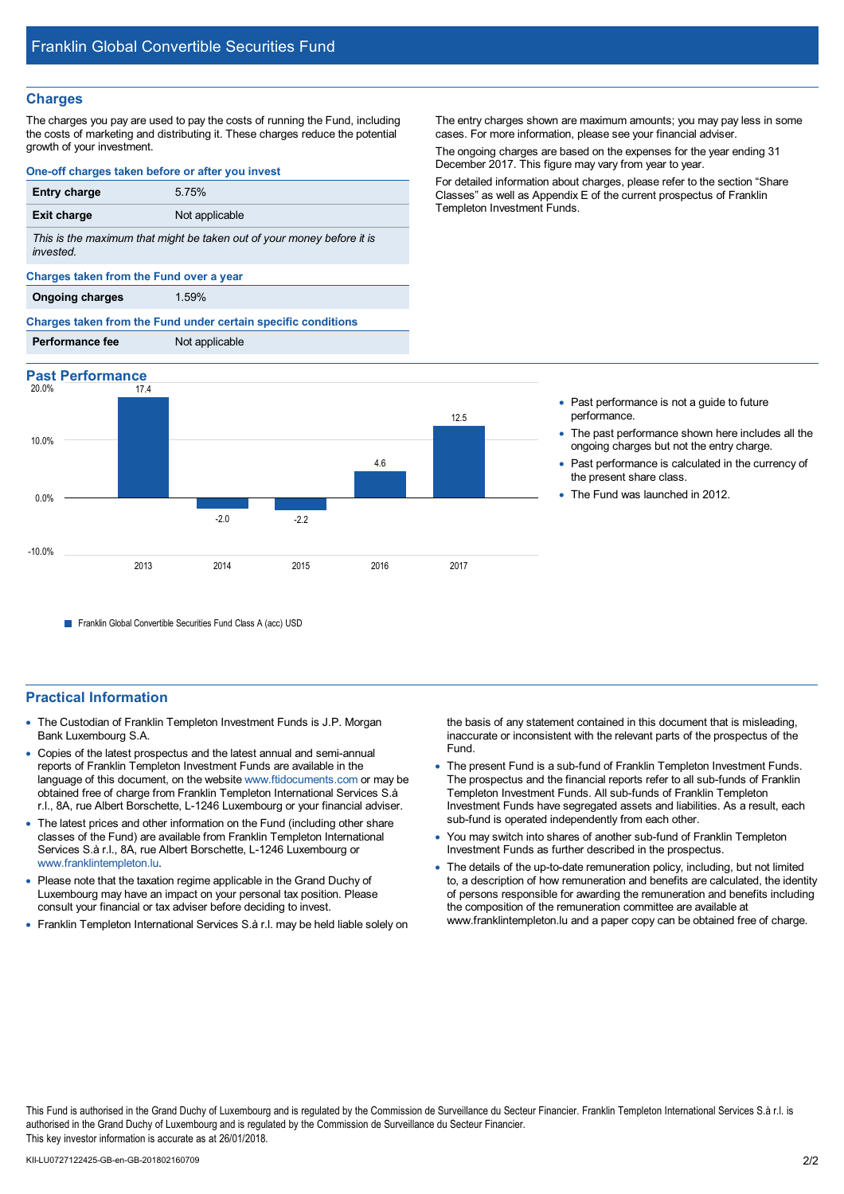# Franklin Global Convertible Securities Fund

## Charges

The charges you pay are used to pay the costs of running the Fund, including the costs of marketing and distributing it. These charges reduce the potential growth of your investment.

### One-off charges taken before or after you invest

| | |
|---|---|
| **Entry charge** | 5.75% |
| **Exit charge** | Not applicable |

*This is the maximum that might be taken out of your money before it is invested.*

### Charges taken from the Fund over a year

| | |
|---|---|
| **Ongoing charges** | 1.59% |

### Charges taken from the Fund under certain specific conditions

| | |
|---|---|
| **Performance fee** | Not applicable |

The entry charges shown are maximum amounts; you may pay less in some cases. For more information, please see your financial adviser.

The ongoing charges are based on the expenses for the year ending 31 December 2017. This figure may vary from year to year.

For detailed information about charges, please refer to the section "Share Classes" as well as Appendix E of the current prospectus of Franklin Templeton Investment Funds.

## Past Performance

20.0%
10.0%
0.0%
-10.0%

17.4
-2.0
-2.2
4.6
12.5

2013
2014
2015
2016
2017

Franklin Global Convertible Securities Fund Class A (acc) USD

- Past performance is not a guide to future performance.
- The past performance shown here includes all the ongoing charges but not the entry charge.
- Past performance is calculated in the currency of the present share class.
- The Fund was launched in 2012.

## Practical Information

- The Custodian of Franklin Templeton Investment Funds is J.P. Morgan Bank Luxembourg S.A.
- Copies of the latest prospectus and the latest annual and semi-annual reports of Franklin Templeton Investment Funds are available in the language of this document, on the website www.ftidocuments.com or may be obtained free of charge from Franklin Templeton International Services S.à r.l., 8A, rue Albert Borschette, L-1246 Luxembourg or your financial adviser.
- The latest prices and other information on the Fund (including other share classes of the Fund) are available from Franklin Templeton International Services S.à r.l., 8A, rue Albert Borschette, L-1246 Luxembourg or www.franklintempleton.lu.
- Please note that the taxation regime applicable in the Grand Duchy of Luxembourg may have an impact on your personal tax position. Please consult your financial or tax adviser before deciding to invest.
- Franklin Templeton International Services S.à r.l. may be held liable solely on the basis of any statement contained in this document that is misleading, inaccurate or inconsistent with the relevant parts of the prospectus of the Fund.
- The present Fund is a sub-fund of Franklin Templeton Investment Funds. The prospectus and the financial reports refer to all sub-funds of Franklin Templeton Investment Funds. All sub-funds of Franklin Templeton Investment Funds have segregated assets and liabilities. As a result, each sub-fund is operated independently from each other.
- You may switch into shares of another sub-fund of Franklin Templeton Investment Funds as further described in the prospectus.
- The details of the up-to-date remuneration policy, including, but not limited to, a description of how remuneration and benefits are calculated, the identity of persons responsible for awarding the remuneration and benefits including the composition of the remuneration committee are available at www.franklintempleton.lu and a paper copy can be obtained free of charge.

This Fund is authorised in the Grand Duchy of Luxembourg and is regulated by the Commission de Surveillance du Secteur Financier. Franklin Templeton International Services S.à r.l. is authorised in the Grand Duchy of Luxembourg and is regulated by the Commission de Surveillance du Secteur Financier.
This key investor information is accurate as at 26/01/2018.

KII-LU0727122425-GB-en-GB-201802160709